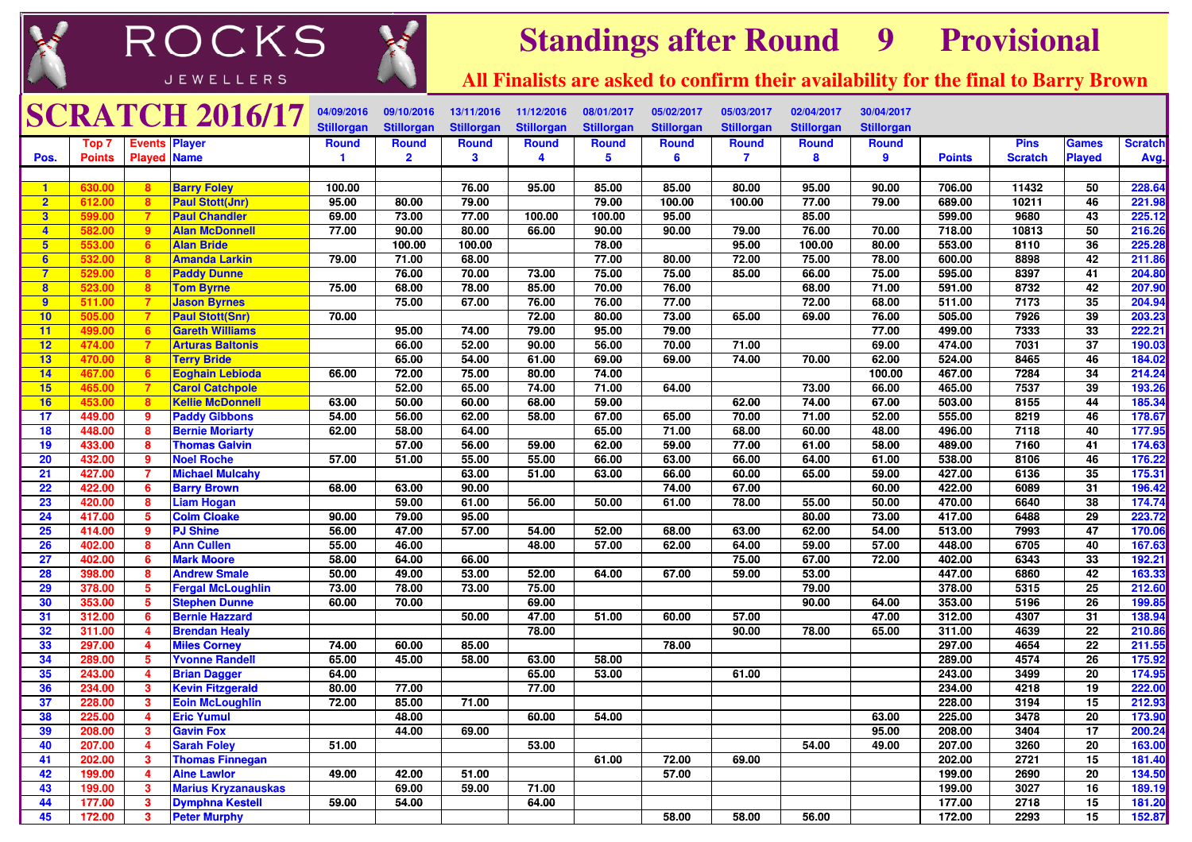# ROCKS JEWELLERS

# Standings after Round 9 Provisional

**All Finalists are asked to confirm their availability for the final to Barry Brown**

## SCRATCH 2016/17

| Pos. | Top 7 Points | Events Played | Player Name | 04/09/2016 Stillorgan Round 1 | 09/10/2016 Stillorgan Round 2 | 13/11/2016 Stillorgan Round 3 | 11/12/2016 Stillorgan Round 4 | 08/01/2017 Stillorgan Round 5 | 05/02/2017 Stillorgan Round 6 | 05/03/2017 Stillorgan Round 7 | 02/04/2017 Stillorgan Round 8 | 30/04/2017 Stillorgan Round 9 | Points | Pins Scratch | Games Played | Scratch Avg. |
|---|---|---|---|---|---|---|---|---|---|---|---|---|---|---|---|---|
| 1 | 630.00 | 8 | Barry Foley | 100.00 | | 76.00 | 95.00 | 85.00 | 85.00 | 80.00 | 95.00 | 90.00 | 706.00 | 11432 | 50 | 228.64 |
| 2 | 612.00 | 8 | Paul Stott(Jnr) | 95.00 | 80.00 | 79.00 | | 79.00 | 100.00 | 100.00 | 77.00 | 79.00 | 689.00 | 10211 | 46 | 221.98 |
| 3 | 599.00 | 7 | Paul Chandler | 69.00 | 73.00 | 77.00 | 100.00 | 100.00 | 95.00 | | 85.00 | | 599.00 | 9680 | 43 | 225.12 |
| 4 | 582.00 | 9 | Alan McDonnell | 77.00 | 90.00 | 80.00 | 66.00 | 90.00 | 90.00 | 79.00 | 76.00 | 70.00 | 718.00 | 10813 | 50 | 216.26 |
| 5 | 553.00 | 6 | Alan Bride | | 100.00 | 100.00 | | 78.00 | | 95.00 | 100.00 | 80.00 | 553.00 | 8110 | 36 | 225.28 |
| 6 | 532.00 | 8 | Amanda Larkin | 79.00 | 71.00 | 68.00 | | 77.00 | 80.00 | 72.00 | 75.00 | 78.00 | 600.00 | 8898 | 42 | 211.86 |
| 7 | 529.00 | 8 | Paddy Dunne | | 76.00 | 70.00 | 73.00 | 75.00 | 75.00 | 85.00 | 66.00 | 75.00 | 595.00 | 8397 | 41 | 204.80 |
| 8 | 523.00 | 8 | Tom Byrne | 75.00 | 68.00 | 78.00 | 85.00 | 70.00 | 76.00 | | 68.00 | 71.00 | 591.00 | 8732 | 42 | 207.90 |
| 9 | 511.00 | 7 | Jason Byrnes | | 75.00 | 67.00 | 76.00 | 76.00 | 77.00 | | 72.00 | 68.00 | 511.00 | 7173 | 35 | 204.94 |
| 10 | 505.00 | 7 | Paul Stott(Snr) | 70.00 | | | 72.00 | 80.00 | 73.00 | 65.00 | 69.00 | 76.00 | 505.00 | 7926 | 39 | 203.23 |
| 11 | 499.00 | 6 | Gareth Williams | | 95.00 | 74.00 | 79.00 | 95.00 | 79.00 | | | 77.00 | 499.00 | 7333 | 33 | 222.21 |
| 12 | 474.00 | 7 | Arturas Baltonis | | 66.00 | 52.00 | 90.00 | 56.00 | 70.00 | 71.00 | | 69.00 | 474.00 | 7031 | 37 | 190.03 |
| 13 | 470.00 | 8 | Terry Bride | | 65.00 | 54.00 | 61.00 | 69.00 | 69.00 | 74.00 | 70.00 | 62.00 | 524.00 | 8465 | 46 | 184.02 |
| 14 | 467.00 | 6 | Eoghain Lebioda | 66.00 | 72.00 | 75.00 | 80.00 | 74.00 | | | | 100.00 | 467.00 | 7284 | 34 | 214.24 |
| 15 | 465.00 | 7 | Carol Catchpole | | 52.00 | 65.00 | 74.00 | 71.00 | 64.00 | | 73.00 | 66.00 | 465.00 | 7537 | 39 | 193.26 |
| 16 | 453.00 | 8 | Kellie McDonnell | 63.00 | 50.00 | 60.00 | 68.00 | 59.00 | | 62.00 | 74.00 | 67.00 | 503.00 | 8155 | 44 | 185.34 |
| 17 | 449.00 | 9 | Paddy Gibbons | 54.00 | 56.00 | 62.00 | 58.00 | 67.00 | 65.00 | 70.00 | 71.00 | 52.00 | 555.00 | 8219 | 46 | 178.67 |
| 18 | 448.00 | 8 | Bernie Moriarty | 62.00 | 58.00 | 64.00 | | 65.00 | 71.00 | 68.00 | 60.00 | 48.00 | 496.00 | 7118 | 40 | 177.95 |
| 19 | 433.00 | 8 | Thomas Galvin | | 57.00 | 56.00 | 59.00 | 62.00 | 59.00 | 77.00 | 61.00 | 58.00 | 489.00 | 7160 | 41 | 174.63 |
| 20 | 432.00 | 9 | Noel Roche | 57.00 | 51.00 | 55.00 | 55.00 | 66.00 | 63.00 | 66.00 | 64.00 | 61.00 | 538.00 | 8106 | 46 | 176.22 |
| 21 | 427.00 | 7 | Michael Mulcahy | | | 63.00 | 51.00 | 63.00 | 66.00 | 60.00 | 65.00 | 59.00 | 427.00 | 6136 | 35 | 175.31 |
| 22 | 422.00 | 6 | Barry Brown | 68.00 | 63.00 | 90.00 | | | 74.00 | 67.00 | | 60.00 | 422.00 | 6089 | 31 | 196.42 |
| 23 | 420.00 | 8 | Liam Hogan | | 59.00 | 61.00 | 56.00 | 50.00 | 61.00 | 78.00 | 55.00 | 50.00 | 470.00 | 6640 | 38 | 174.74 |
| 24 | 417.00 | 5 | Colm Cloake | 90.00 | 79.00 | 95.00 | | | | | 80.00 | 73.00 | 417.00 | 6488 | 29 | 223.72 |
| 25 | 414.00 | 9 | PJ Shine | 56.00 | 47.00 | 57.00 | 54.00 | 52.00 | 68.00 | 63.00 | 62.00 | 54.00 | 513.00 | 7993 | 47 | 170.06 |
| 26 | 402.00 | 8 | Ann Cullen | 55.00 | 46.00 | | 48.00 | 57.00 | 62.00 | 64.00 | 59.00 | 57.00 | 448.00 | 6705 | 40 | 167.63 |
| 27 | 402.00 | 6 | Mark Moore | 58.00 | 64.00 | 66.00 | | | | 75.00 | 67.00 | 72.00 | 402.00 | 6343 | 33 | 192.21 |
| 28 | 398.00 | 8 | Andrew Smale | 50.00 | 49.00 | 53.00 | 52.00 | 64.00 | 67.00 | 59.00 | 53.00 | | 447.00 | 6860 | 42 | 163.33 |
| 29 | 378.00 | 5 | Fergal McLoughlin | 73.00 | 78.00 | 73.00 | 75.00 | | | | 79.00 | | 378.00 | 5315 | 25 | 212.60 |
| 30 | 353.00 | 5 | Stephen Dunne | 60.00 | 70.00 | | 69.00 | | | | 90.00 | 64.00 | 353.00 | 5196 | 26 | 199.85 |
| 31 | 312.00 | 6 | Bernie Hazzard | | | 50.00 | 47.00 | 51.00 | 60.00 | 57.00 | | 47.00 | 312.00 | 4307 | 31 | 138.94 |
| 32 | 311.00 | 4 | Brendan Healy | | | | 78.00 | | | 90.00 | 78.00 | 65.00 | 311.00 | 4639 | 22 | 210.86 |
| 33 | 297.00 | 4 | Miles Corney | 74.00 | 60.00 | 85.00 | | | 78.00 | | | | 297.00 | 4654 | 22 | 211.55 |
| 34 | 289.00 | 5 | Yvonne Randell | 65.00 | 45.00 | 58.00 | 63.00 | 58.00 | | | | | 289.00 | 4574 | 26 | 175.92 |
| 35 | 243.00 | 4 | Brian Dagger | 64.00 | | | 65.00 | 53.00 | | 61.00 | | | 243.00 | 3499 | 20 | 174.95 |
| 36 | 234.00 | 3 | Kevin Fitzgerald | 80.00 | 77.00 | | 77.00 | | | | | | 234.00 | 4218 | 19 | 222.00 |
| 37 | 228.00 | 3 | Eoin McLoughlin | 72.00 | 85.00 | 71.00 | | | | | | | 228.00 | 3194 | 15 | 212.93 |
| 38 | 225.00 | 4 | Eric Yumul | | 48.00 | | 60.00 | 54.00 | | | | 63.00 | 225.00 | 3478 | 20 | 173.90 |
| 39 | 208.00 | 3 | Gavin Fox | | 44.00 | 69.00 | | | | | | 95.00 | 208.00 | 3404 | 17 | 200.24 |
| 40 | 207.00 | 4 | Sarah Foley | 51.00 | | | 53.00 | | | | 54.00 | 49.00 | 207.00 | 3260 | 20 | 163.00 |
| 41 | 202.00 | 3 | Thomas Finnegan | | | | | 61.00 | 72.00 | 69.00 | | | 202.00 | 2721 | 15 | 181.40 |
| 42 | 199.00 | 4 | Aine Lawlor | 49.00 | 42.00 | 51.00 | | | 57.00 | | | | 199.00 | 2690 | 20 | 134.50 |
| 43 | 199.00 | 3 | Marius Kryzanauskas | | 69.00 | 59.00 | 71.00 | | | | | | 199.00 | 3027 | 16 | 189.19 |
| 44 | 177.00 | 3 | Dymphna Kestell | 59.00 | 54.00 | | 64.00 | | | | | | 177.00 | 2718 | 15 | 181.20 |
| 45 | 172.00 | 3 | Peter Murphy | | | | | | 58.00 | 58.00 | 56.00 | | 172.00 | 2293 | 15 | 152.87 |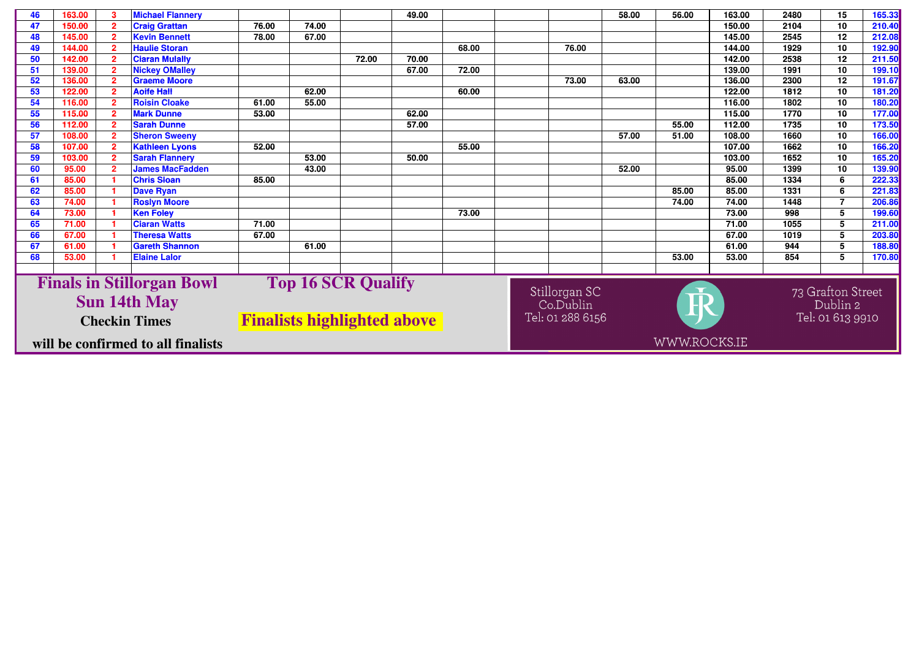| | | | | | | | | | | | | | | | | |
|---|---|---|---|---|---|---|---|---|---|---|---|---|---|---|---|---|
| 46 | 163.00 | 3 | Michael Flannery | | | | 49.00 | | | | 58.00 | 56.00 | 163.00 | 2480 | 15 | 165.33 |
| 47 | 150.00 | 2 | Craig Grattan | 76.00 | 74.00 | | | | | | | | 150.00 | 2104 | 10 | 210.40 |
| 48 | 145.00 | 2 | Kevin Bennett | 78.00 | 67.00 | | | | | | | | 145.00 | 2545 | 12 | 212.08 |
| 49 | 144.00 | 2 | Haulie Storan | | | | | 68.00 | | 76.00 | | | 144.00 | 1929 | 10 | 192.90 |
| 50 | 142.00 | 2 | Ciaran Mulally | | | 72.00 | 70.00 | | | | | | 142.00 | 2538 | 12 | 211.50 |
| 51 | 139.00 | 2 | Nickey OMalley | | | | 67.00 | 72.00 | | | | | 139.00 | 1991 | 10 | 199.10 |
| 52 | 136.00 | 2 | Graeme Moore | | | | | | | 73.00 | 63.00 | | 136.00 | 2300 | 12 | 191.67 |
| 53 | 122.00 | 2 | Aoife Hall | | 62.00 | | | 60.00 | | | | | 122.00 | 1812 | 10 | 181.20 |
| 54 | 116.00 | 2 | Roisin Cloake | 61.00 | 55.00 | | | | | | | | 116.00 | 1802 | 10 | 180.20 |
| 55 | 115.00 | 2 | Mark Dunne | 53.00 | | | 62.00 | | | | | | 115.00 | 1770 | 10 | 177.00 |
| 56 | 112.00 | 2 | Sarah Dunne | | | | 57.00 | | | | | 55.00 | 112.00 | 1735 | 10 | 173.50 |
| 57 | 108.00 | 2 | Sheron Sweeny | | | | | | | | 57.00 | 51.00 | 108.00 | 1660 | 10 | 166.00 |
| 58 | 107.00 | 2 | Kathleen Lyons | 52.00 | | | | 55.00 | | | | | 107.00 | 1662 | 10 | 166.20 |
| 59 | 103.00 | 2 | Sarah Flannery | | 53.00 | | 50.00 | | | | | | 103.00 | 1652 | 10 | 165.20 |
| 60 | 95.00 | 2 | James MacFadden | | 43.00 | | | | | | 52.00 | | 95.00 | 1399 | 10 | 139.90 |
| 61 | 85.00 | 1 | Chris Sloan | 85.00 | | | | | | | | | 85.00 | 1334 | 6 | 222.33 |
| 62 | 85.00 | 1 | Dave Ryan | | | | | | | | | 85.00 | 85.00 | 1331 | 6 | 221.83 |
| 63 | 74.00 | 1 | Roslyn Moore | | | | | | | | | 74.00 | 74.00 | 1448 | 7 | 206.86 |
| 64 | 73.00 | 1 | Ken Foley | | | | | 73.00 | | | | | 73.00 | 998 | 5 | 199.60 |
| 65 | 71.00 | 1 | Ciaran Watts | 71.00 | | | | | | | | | 71.00 | 1055 | 5 | 211.00 |
| 66 | 67.00 | 1 | Theresa Watts | 67.00 | | | | | | | | | 67.00 | 1019 | 5 | 203.80 |
| 67 | 61.00 | 1 | Gareth Shannon | | 61.00 | | | | | | | | 61.00 | 944 | 5 | 188.80 |
| 68 | 53.00 | 1 | Elaine Lalor | | | | | | | | | 53.00 | 53.00 | 854 | 5 | 170.80 |

**Finals in Stillorgan Bowl**
**Sun 14th May**
**Checkin Times**
**will be confirmed to all finalists**

**Top 16 SCR Qualify**

**Finalists highlighted above**

Stillorgan SC
Co.Dublin
Tel: 01 288 6156

73 Grafton Street
Dublin 2
Tel: 01 613 9910

WWW.ROCKS.IE